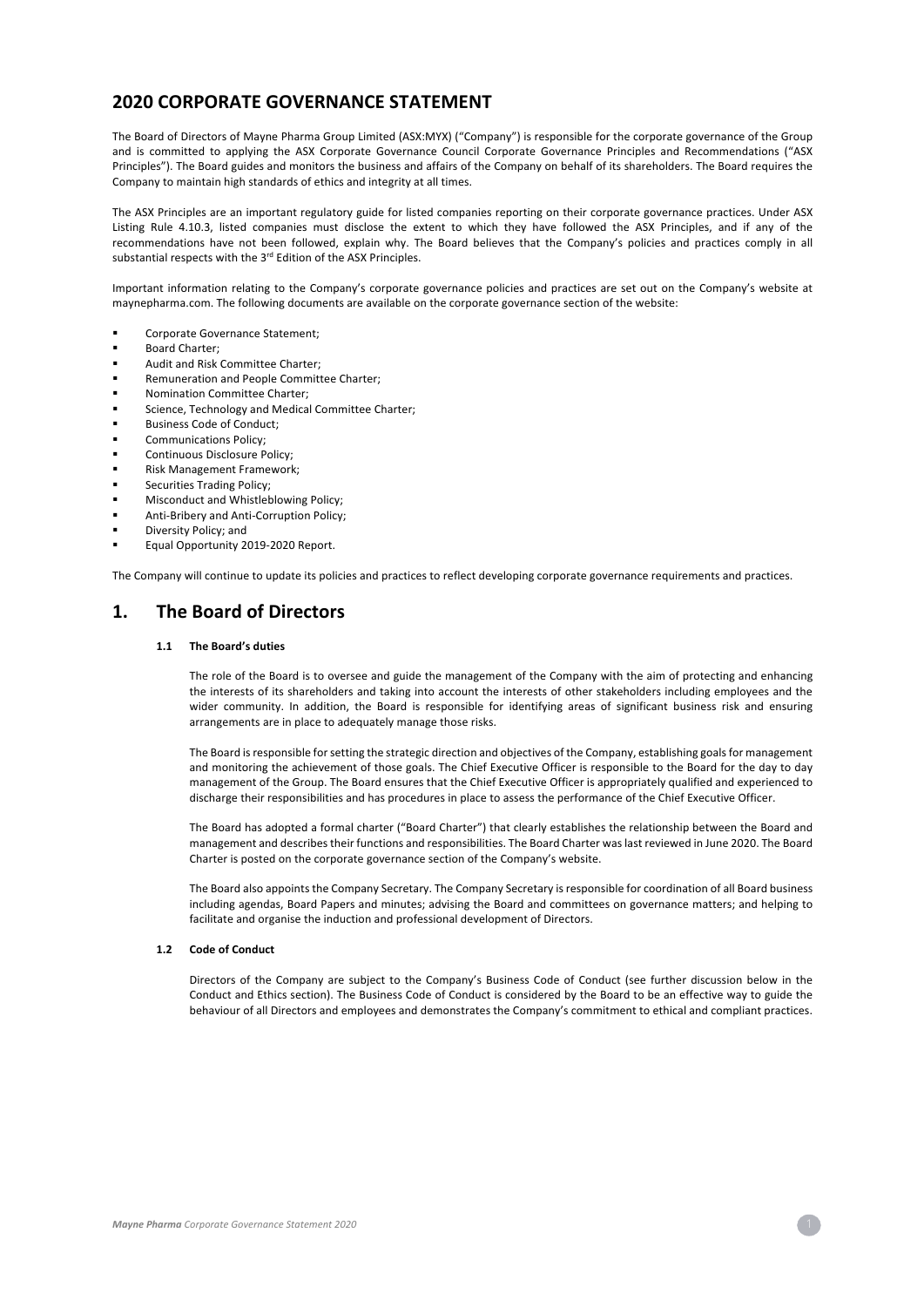# 2020 CORPORATE GOVERNANCE STATEMENT

The Board of Directors of Mayne Pharma Group Limited (ASX:MYX) ("Company") is responsible for the corporate governance of the Group and is committed to applying the ASX Corporate Governance Council Corporate Governance Principles and Recommendations ("ASX Principles"). The Board guides and monitors the business and affairs of the Company on behalf of its shareholders. The Board requires the Company to maintain high standards of ethics and integrity at all times.

The ASX Principles are an important regulatory guide for listed companies reporting on their corporate governance practices. Under ASX Listing Rule 4.10.3, listed companies must disclose the extent to which they have followed the ASX Principles, and if any of the recommendations have not been followed, explain why. The Board believes that the Company's policies and practices comply in all substantial respects with the 3rd Edition of the ASX Principles.

Important information relating to the Company's corporate governance policies and practices are set out on the Company's website at maynepharma.com. The following documents are available on the corporate governance section of the website:

- Corporate Governance Statement;
- Board Charter;
- Audit and Risk Committee Charter;
- Remuneration and People Committee Charter;
- Nomination Committee Charter;
- Science, Technology and Medical Committee Charter;
- Business Code of Conduct;
- Communications Policy;
- Continuous Disclosure Policy;
- Risk Management Framework;
- Securities Trading Policy;
- Misconduct and Whistleblowing Policy;
- Anti-Bribery and Anti-Corruption Policy;
- Diversity Policy; and
- Equal Opportunity 2019-2020 Report.

The Company will continue to update its policies and practices to reflect developing corporate governance requirements and practices.

## 1. The Board of Directors

### 1.1 The Board's duties

The role of the Board is to oversee and guide the management of the Company with the aim of protecting and enhancing the interests of its shareholders and taking into account the interests of other stakeholders including employees and the wider community. In addition, the Board is responsible for identifying areas of significant business risk and ensuring arrangements are in place to adequately manage those risks.

The Board is responsible for setting the strategic direction and objectives of the Company, establishing goals for management and monitoring the achievement of those goals. The Chief Executive Officer is responsible to the Board for the day to day management of the Group. The Board ensures that the Chief Executive Officer is appropriately qualified and experienced to discharge their responsibilities and has procedures in place to assess the performance of the Chief Executive Officer.

The Board has adopted a formal charter ("Board Charter") that clearly establishes the relationship between the Board and management and describes their functions and responsibilities. The Board Charter was last reviewed in June 2020. The Board Charter is posted on the corporate governance section of the Company's website.

The Board also appoints the Company Secretary. The Company Secretary is responsible for coordination of all Board business including agendas, Board Papers and minutes; advising the Board and committees on governance matters; and helping to facilitate and organise the induction and professional development of Directors.

### 1.2 Code of Conduct

Directors of the Company are subject to the Company's Business Code of Conduct (see further discussion below in the Conduct and Ethics section). The Business Code of Conduct is considered by the Board to be an effective way to guide the behaviour of all Directors and employees and demonstrates the Company's commitment to ethical and compliant practices.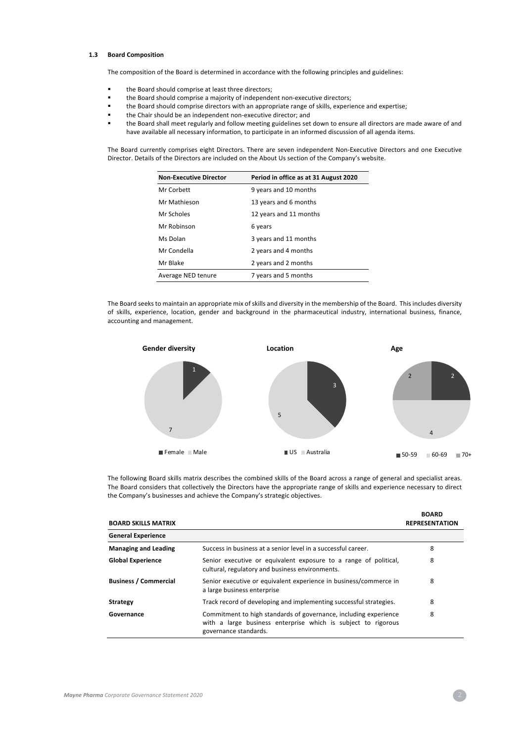### 1.3 Board Composition

The composition of the Board is determined in accordance with the following principles and guidelines:

- the Board should comprise at least three directors;
- the Board should comprise a majority of independent non-executive directors;
- the Board should comprise directors with an appropriate range of skills, experience and expertise;
- the Chair should be an independent non-executive director; and
- the Board shall meet regularly and follow meeting guidelines set down to ensure all directors are made aware of and have available all necessary information, to participate in an informed discussion of all agenda items.

The Board currently comprises eight Directors. There are seven independent Non-Executive Directors and one Executive Director. Details of the Directors are included on the About Us section of the Company's website.

| Non-Executive Director | Period in office as at 31 August 2020 |
|---|---|
| Mr Corbett | 9 years and 10 months |
| Mr Mathieson | 13 years and 6 months |
| Mr Scholes | 12 years and 11 months |
| Mr Robinson | 6 years |
| Ms Dolan | 3 years and 11 months |
| Mr Condella | 2 years and 4 months |
| Mr Blake | 2 years and 2 months |
| Average NED tenure | 7 years and 5 months |

The Board seeks to maintain an appropriate mix of skills and diversity in the membership of the Board. This includes diversity of skills, experience, location, gender and background in the pharmaceutical industry, international business, finance, accounting and management.

**Gender diversity**

| Female | Male |
|---|---|
| 1 | 7 |

**Location**

| US | Australia |
|---|---|
| 3 | 5 |

**Age**

| 50-59 | 60-69 | 70+ |
|---|---|---|
| 2 | 4 | 2 |

The following Board skills matrix describes the combined skills of the Board across a range of general and specialist areas. The Board considers that collectively the Directors have the appropriate range of skills and experience necessary to direct the Company's businesses and achieve the Company's strategic objectives.

| BOARD SKILLS MATRIX | | BOARD REPRESENTATION |
|---|---|---|
| **General Experience** | | |
| **Managing and Leading** | Success in business at a senior level in a successful career. | 8 |
| **Global Experience** | Senior executive or equivalent exposure to a range of political, cultural, regulatory and business environments. | 8 |
| **Business / Commercial** | Senior executive or equivalent experience in business/commerce in a large business enterprise | 8 |
| **Strategy** | Track record of developing and implementing successful strategies. | 8 |
| **Governance** | Commitment to high standards of governance, including experience with a large business enterprise which is subject to rigorous governance standards. | 8 |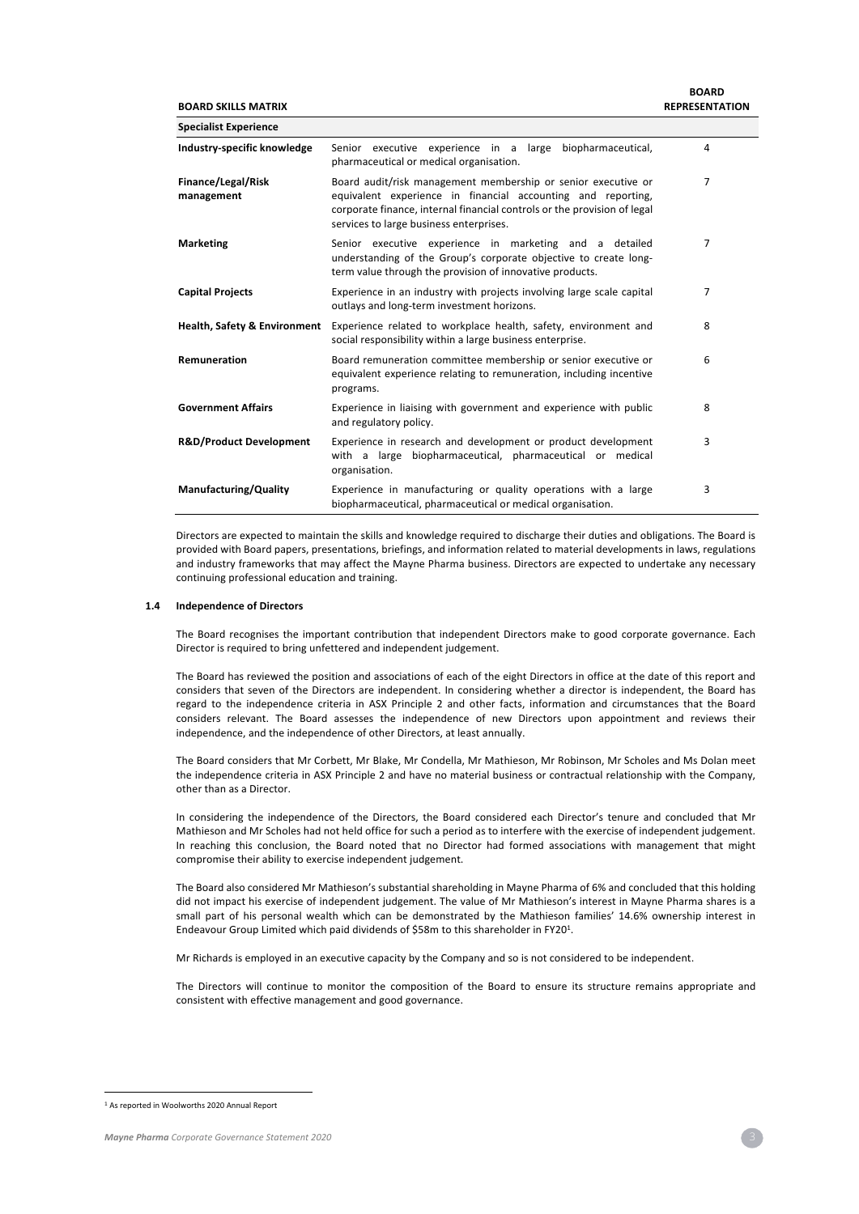| BOARD SKILLS MATRIX | | BOARD REPRESENTATION |
|---|---|---|
| **Specialist Experience** | | |
| **Industry-specific knowledge** | Senior executive experience in a large biopharmaceutical, pharmaceutical or medical organisation. | 4 |
| **Finance/Legal/Risk management** | Board audit/risk management membership or senior executive or equivalent experience in financial accounting and reporting, corporate finance, internal financial controls or the provision of legal services to large business enterprises. | 7 |
| **Marketing** | Senior executive experience in marketing and a detailed understanding of the Group's corporate objective to create long-term value through the provision of innovative products. | 7 |
| **Capital Projects** | Experience in an industry with projects involving large scale capital outlays and long-term investment horizons. | 7 |
| **Health, Safety & Environment** | Experience related to workplace health, safety, environment and social responsibility within a large business enterprise. | 8 |
| **Remuneration** | Board remuneration committee membership or senior executive or equivalent experience relating to remuneration, including incentive programs. | 6 |
| **Government Affairs** | Experience in liaising with government and experience with public and regulatory policy. | 8 |
| **R&D/Product Development** | Experience in research and development or product development with a large biopharmaceutical, pharmaceutical or medical organisation. | 3 |
| **Manufacturing/Quality** | Experience in manufacturing or quality operations with a large biopharmaceutical, pharmaceutical or medical organisation. | 3 |

Directors are expected to maintain the skills and knowledge required to discharge their duties and obligations. The Board is provided with Board papers, presentations, briefings, and information related to material developments in laws, regulations and industry frameworks that may affect the Mayne Pharma business. Directors are expected to undertake any necessary continuing professional education and training.

### 1.4 Independence of Directors

The Board recognises the important contribution that independent Directors make to good corporate governance. Each Director is required to bring unfettered and independent judgement.

The Board has reviewed the position and associations of each of the eight Directors in office at the date of this report and considers that seven of the Directors are independent. In considering whether a director is independent, the Board has regard to the independence criteria in ASX Principle 2 and other facts, information and circumstances that the Board considers relevant. The Board assesses the independence of new Directors upon appointment and reviews their independence, and the independence of other Directors, at least annually.

The Board considers that Mr Corbett, Mr Blake, Mr Condella, Mr Mathieson, Mr Robinson, Mr Scholes and Ms Dolan meet the independence criteria in ASX Principle 2 and have no material business or contractual relationship with the Company, other than as a Director.

In considering the independence of the Directors, the Board considered each Director's tenure and concluded that Mr Mathieson and Mr Scholes had not held office for such a period as to interfere with the exercise of independent judgement. In reaching this conclusion, the Board noted that no Director had formed associations with management that might compromise their ability to exercise independent judgement.

The Board also considered Mr Mathieson's substantial shareholding in Mayne Pharma of 6% and concluded that this holding did not impact his exercise of independent judgement. The value of Mr Mathieson's interest in Mayne Pharma shares is a small part of his personal wealth which can be demonstrated by the Mathieson families' 14.6% ownership interest in Endeavour Group Limited which paid dividends of $58m to this shareholder in FY20[1].

Mr Richards is employed in an executive capacity by the Company and so is not considered to be independent.

The Directors will continue to monitor the composition of the Board to ensure its structure remains appropriate and consistent with effective management and good governance.

[1] As reported in Woolworths 2020 Annual Report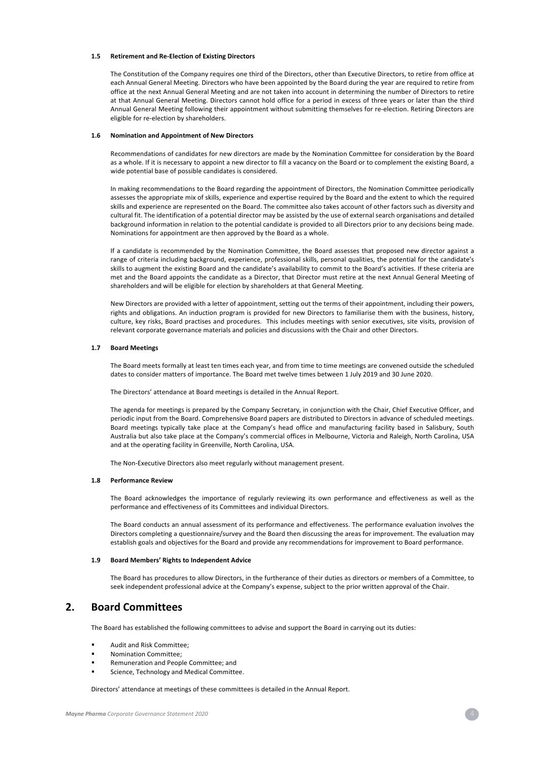### 1.5 Retirement and Re-Election of Existing Directors

The Constitution of the Company requires one third of the Directors, other than Executive Directors, to retire from office at each Annual General Meeting. Directors who have been appointed by the Board during the year are required to retire from office at the next Annual General Meeting and are not taken into account in determining the number of Directors to retire at that Annual General Meeting. Directors cannot hold office for a period in excess of three years or later than the third Annual General Meeting following their appointment without submitting themselves for re-election. Retiring Directors are eligible for re-election by shareholders.

### 1.6 Nomination and Appointment of New Directors

Recommendations of candidates for new directors are made by the Nomination Committee for consideration by the Board as a whole. If it is necessary to appoint a new director to fill a vacancy on the Board or to complement the existing Board, a wide potential base of possible candidates is considered.

In making recommendations to the Board regarding the appointment of Directors, the Nomination Committee periodically assesses the appropriate mix of skills, experience and expertise required by the Board and the extent to which the required skills and experience are represented on the Board. The committee also takes account of other factors such as diversity and cultural fit. The identification of a potential director may be assisted by the use of external search organisations and detailed background information in relation to the potential candidate is provided to all Directors prior to any decisions being made. Nominations for appointment are then approved by the Board as a whole.

If a candidate is recommended by the Nomination Committee, the Board assesses that proposed new director against a range of criteria including background, experience, professional skills, personal qualities, the potential for the candidate's skills to augment the existing Board and the candidate's availability to commit to the Board's activities. If these criteria are met and the Board appoints the candidate as a Director, that Director must retire at the next Annual General Meeting of shareholders and will be eligible for election by shareholders at that General Meeting.

New Directors are provided with a letter of appointment, setting out the terms of their appointment, including their powers, rights and obligations. An induction program is provided for new Directors to familiarise them with the business, history, culture, key risks, Board practises and procedures. This includes meetings with senior executives, site visits, provision of relevant corporate governance materials and policies and discussions with the Chair and other Directors.

### 1.7 Board Meetings

The Board meets formally at least ten times each year, and from time to time meetings are convened outside the scheduled dates to consider matters of importance. The Board met twelve times between 1 July 2019 and 30 June 2020.

The Directors' attendance at Board meetings is detailed in the Annual Report.

The agenda for meetings is prepared by the Company Secretary, in conjunction with the Chair, Chief Executive Officer, and periodic input from the Board. Comprehensive Board papers are distributed to Directors in advance of scheduled meetings. Board meetings typically take place at the Company's head office and manufacturing facility based in Salisbury, South Australia but also take place at the Company's commercial offices in Melbourne, Victoria and Raleigh, North Carolina, USA and at the operating facility in Greenville, North Carolina, USA.

The Non-Executive Directors also meet regularly without management present.

### 1.8 Performance Review

The Board acknowledges the importance of regularly reviewing its own performance and effectiveness as well as the performance and effectiveness of its Committees and individual Directors.

The Board conducts an annual assessment of its performance and effectiveness. The performance evaluation involves the Directors completing a questionnaire/survey and the Board then discussing the areas for improvement. The evaluation may establish goals and objectives for the Board and provide any recommendations for improvement to Board performance.

### 1.9 Board Members' Rights to Independent Advice

The Board has procedures to allow Directors, in the furtherance of their duties as directors or members of a Committee, to seek independent professional advice at the Company's expense, subject to the prior written approval of the Chair.

## 2. Board Committees

The Board has established the following committees to advise and support the Board in carrying out its duties:

- Audit and Risk Committee;
- Nomination Committee;
- Remuneration and People Committee; and
- Science, Technology and Medical Committee.

Directors' attendance at meetings of these committees is detailed in the Annual Report.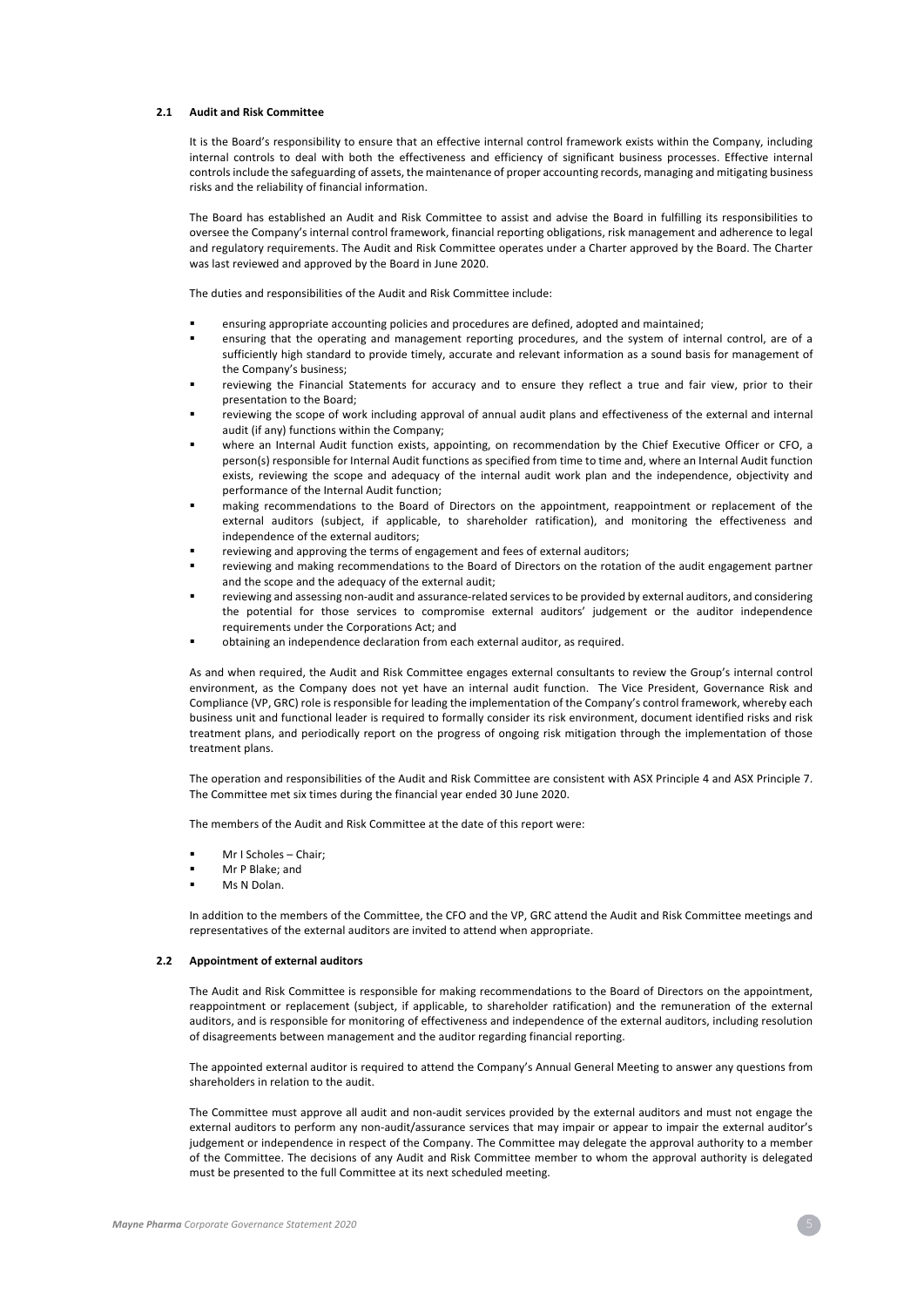### 2.1 Audit and Risk Committee

It is the Board's responsibility to ensure that an effective internal control framework exists within the Company, including internal controls to deal with both the effectiveness and efficiency of significant business processes. Effective internal controls include the safeguarding of assets, the maintenance of proper accounting records, managing and mitigating business risks and the reliability of financial information.

The Board has established an Audit and Risk Committee to assist and advise the Board in fulfilling its responsibilities to oversee the Company's internal control framework, financial reporting obligations, risk management and adherence to legal and regulatory requirements. The Audit and Risk Committee operates under a Charter approved by the Board. The Charter was last reviewed and approved by the Board in June 2020.

The duties and responsibilities of the Audit and Risk Committee include:

- ensuring appropriate accounting policies and procedures are defined, adopted and maintained;
- ensuring that the operating and management reporting procedures, and the system of internal control, are of a sufficiently high standard to provide timely, accurate and relevant information as a sound basis for management of the Company's business;
- reviewing the Financial Statements for accuracy and to ensure they reflect a true and fair view, prior to their presentation to the Board;
- reviewing the scope of work including approval of annual audit plans and effectiveness of the external and internal audit (if any) functions within the Company;
- where an Internal Audit function exists, appointing, on recommendation by the Chief Executive Officer or CFO, a person(s) responsible for Internal Audit functions as specified from time to time and, where an Internal Audit function exists, reviewing the scope and adequacy of the internal audit work plan and the independence, objectivity and performance of the Internal Audit function;
- making recommendations to the Board of Directors on the appointment, reappointment or replacement of the external auditors (subject, if applicable, to shareholder ratification), and monitoring the effectiveness and independence of the external auditors;
- reviewing and approving the terms of engagement and fees of external auditors;
- reviewing and making recommendations to the Board of Directors on the rotation of the audit engagement partner and the scope and the adequacy of the external audit;
- reviewing and assessing non-audit and assurance-related services to be provided by external auditors, and considering the potential for those services to compromise external auditors' judgement or the auditor independence requirements under the Corporations Act; and
- obtaining an independence declaration from each external auditor, as required.

As and when required, the Audit and Risk Committee engages external consultants to review the Group's internal control environment, as the Company does not yet have an internal audit function. The Vice President, Governance Risk and Compliance (VP, GRC) role is responsible for leading the implementation of the Company's control framework, whereby each business unit and functional leader is required to formally consider its risk environment, document identified risks and risk treatment plans, and periodically report on the progress of ongoing risk mitigation through the implementation of those treatment plans.

The operation and responsibilities of the Audit and Risk Committee are consistent with ASX Principle 4 and ASX Principle 7. The Committee met six times during the financial year ended 30 June 2020.

The members of the Audit and Risk Committee at the date of this report were:

- Mr I Scholes – Chair;
- Mr P Blake; and
- Ms N Dolan.

In addition to the members of the Committee, the CFO and the VP, GRC attend the Audit and Risk Committee meetings and representatives of the external auditors are invited to attend when appropriate.

### 2.2 Appointment of external auditors

The Audit and Risk Committee is responsible for making recommendations to the Board of Directors on the appointment, reappointment or replacement (subject, if applicable, to shareholder ratification) and the remuneration of the external auditors, and is responsible for monitoring of effectiveness and independence of the external auditors, including resolution of disagreements between management and the auditor regarding financial reporting.

The appointed external auditor is required to attend the Company's Annual General Meeting to answer any questions from shareholders in relation to the audit.

The Committee must approve all audit and non-audit services provided by the external auditors and must not engage the external auditors to perform any non-audit/assurance services that may impair or appear to impair the external auditor's judgement or independence in respect of the Company. The Committee may delegate the approval authority to a member of the Committee. The decisions of any Audit and Risk Committee member to whom the approval authority is delegated must be presented to the full Committee at its next scheduled meeting.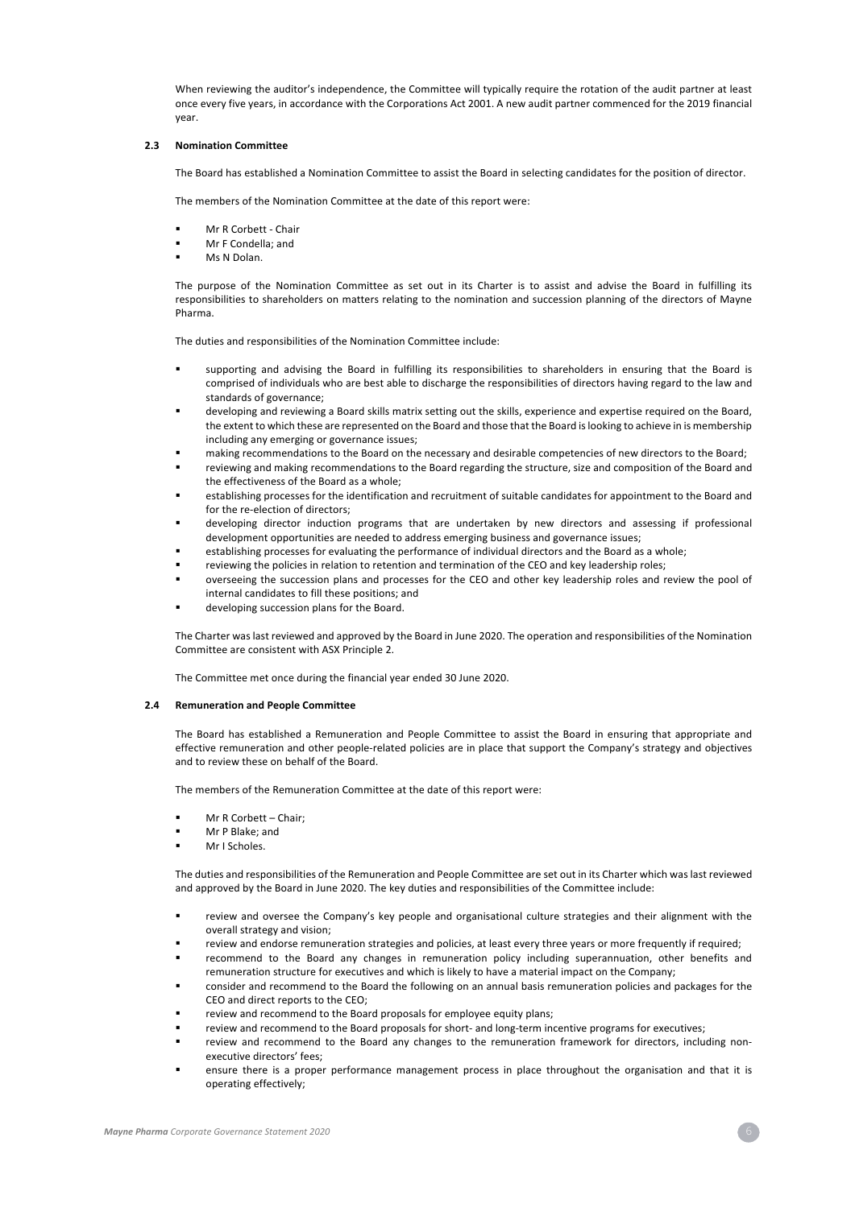When reviewing the auditor's independence, the Committee will typically require the rotation of the audit partner at least once every five years, in accordance with the Corporations Act 2001. A new audit partner commenced for the 2019 financial year.

### 2.3 Nomination Committee

The Board has established a Nomination Committee to assist the Board in selecting candidates for the position of director.

The members of the Nomination Committee at the date of this report were:

- Mr R Corbett - Chair
- Mr F Condella; and
- Ms N Dolan.

The purpose of the Nomination Committee as set out in its Charter is to assist and advise the Board in fulfilling its responsibilities to shareholders on matters relating to the nomination and succession planning of the directors of Mayne Pharma.

The duties and responsibilities of the Nomination Committee include:

- supporting and advising the Board in fulfilling its responsibilities to shareholders in ensuring that the Board is comprised of individuals who are best able to discharge the responsibilities of directors having regard to the law and standards of governance;
- developing and reviewing a Board skills matrix setting out the skills, experience and expertise required on the Board, the extent to which these are represented on the Board and those that the Board is looking to achieve in is membership including any emerging or governance issues;
- making recommendations to the Board on the necessary and desirable competencies of new directors to the Board;
- reviewing and making recommendations to the Board regarding the structure, size and composition of the Board and the effectiveness of the Board as a whole;
- establishing processes for the identification and recruitment of suitable candidates for appointment to the Board and for the re-election of directors;
- developing director induction programs that are undertaken by new directors and assessing if professional development opportunities are needed to address emerging business and governance issues;
- establishing processes for evaluating the performance of individual directors and the Board as a whole;
- reviewing the policies in relation to retention and termination of the CEO and key leadership roles;
- overseeing the succession plans and processes for the CEO and other key leadership roles and review the pool of internal candidates to fill these positions; and
- developing succession plans for the Board.

The Charter was last reviewed and approved by the Board in June 2020. The operation and responsibilities of the Nomination Committee are consistent with ASX Principle 2.

The Committee met once during the financial year ended 30 June 2020.

### 2.4 Remuneration and People Committee

The Board has established a Remuneration and People Committee to assist the Board in ensuring that appropriate and effective remuneration and other people-related policies are in place that support the Company's strategy and objectives and to review these on behalf of the Board.

The members of the Remuneration Committee at the date of this report were:

- Mr R Corbett – Chair;
- Mr P Blake; and
- Mr I Scholes.

The duties and responsibilities of the Remuneration and People Committee are set out in its Charter which was last reviewed and approved by the Board in June 2020. The key duties and responsibilities of the Committee include:

- review and oversee the Company's key people and organisational culture strategies and their alignment with the overall strategy and vision;
- review and endorse remuneration strategies and policies, at least every three years or more frequently if required;
- recommend to the Board any changes in remuneration policy including superannuation, other benefits and remuneration structure for executives and which is likely to have a material impact on the Company;
- consider and recommend to the Board the following on an annual basis remuneration policies and packages for the CEO and direct reports to the CEO;
- review and recommend to the Board proposals for employee equity plans;
- review and recommend to the Board proposals for short- and long-term incentive programs for executives;
- review and recommend to the Board any changes to the remuneration framework for directors, including non-executive directors' fees;
- ensure there is a proper performance management process in place throughout the organisation and that it is operating effectively;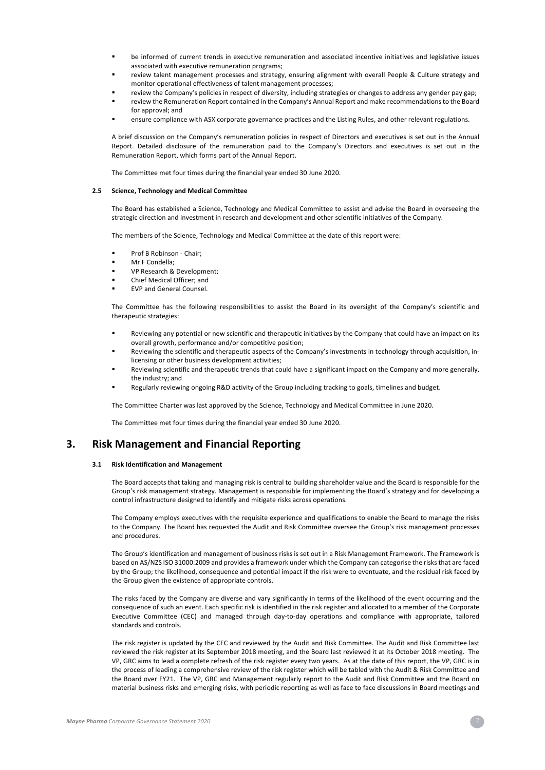- be informed of current trends in executive remuneration and associated incentive initiatives and legislative issues associated with executive remuneration programs;
- review talent management processes and strategy, ensuring alignment with overall People & Culture strategy and monitor operational effectiveness of talent management processes;
- review the Company's policies in respect of diversity, including strategies or changes to address any gender pay gap;
- review the Remuneration Report contained in the Company's Annual Report and make recommendations to the Board for approval; and
- ensure compliance with ASX corporate governance practices and the Listing Rules, and other relevant regulations.

A brief discussion on the Company's remuneration policies in respect of Directors and executives is set out in the Annual Report. Detailed disclosure of the remuneration paid to the Company's Directors and executives is set out in the Remuneration Report, which forms part of the Annual Report.

The Committee met four times during the financial year ended 30 June 2020.

### 2.5 Science, Technology and Medical Committee

The Board has established a Science, Technology and Medical Committee to assist and advise the Board in overseeing the strategic direction and investment in research and development and other scientific initiatives of the Company.

The members of the Science, Technology and Medical Committee at the date of this report were:

- Prof B Robinson - Chair;
- Mr F Condella;
- VP Research & Development;
- Chief Medical Officer; and
- EVP and General Counsel.

The Committee has the following responsibilities to assist the Board in its oversight of the Company's scientific and therapeutic strategies:

- Reviewing any potential or new scientific and therapeutic initiatives by the Company that could have an impact on its overall growth, performance and/or competitive position;
- Reviewing the scientific and therapeutic aspects of the Company's investments in technology through acquisition, in-licensing or other business development activities;
- Reviewing scientific and therapeutic trends that could have a significant impact on the Company and more generally, the industry; and
- Regularly reviewing ongoing R&D activity of the Group including tracking to goals, timelines and budget.

The Committee Charter was last approved by the Science, Technology and Medical Committee in June 2020.

The Committee met four times during the financial year ended 30 June 2020.

## 3. Risk Management and Financial Reporting

### 3.1 Risk Identification and Management

The Board accepts that taking and managing risk is central to building shareholder value and the Board is responsible for the Group's risk management strategy. Management is responsible for implementing the Board's strategy and for developing a control infrastructure designed to identify and mitigate risks across operations.

The Company employs executives with the requisite experience and qualifications to enable the Board to manage the risks to the Company. The Board has requested the Audit and Risk Committee oversee the Group's risk management processes and procedures.

The Group's identification and management of business risks is set out in a Risk Management Framework. The Framework is based on AS/NZS ISO 31000:2009 and provides a framework under which the Company can categorise the risks that are faced by the Group; the likelihood, consequence and potential impact if the risk were to eventuate, and the residual risk faced by the Group given the existence of appropriate controls.

The risks faced by the Company are diverse and vary significantly in terms of the likelihood of the event occurring and the consequence of such an event. Each specific risk is identified in the risk register and allocated to a member of the Corporate Executive Committee (CEC) and managed through day-to-day operations and compliance with appropriate, tailored standards and controls.

The risk register is updated by the CEC and reviewed by the Audit and Risk Committee. The Audit and Risk Committee last reviewed the risk register at its September 2018 meeting, and the Board last reviewed it at its October 2018 meeting. The VP, GRC aims to lead a complete refresh of the risk register every two years. As at the date of this report, the VP, GRC is in the process of leading a comprehensive review of the risk register which will be tabled with the Audit & Risk Committee and the Board over FY21. The VP, GRC and Management regularly report to the Audit and Risk Committee and the Board on material business risks and emerging risks, with periodic reporting as well as face to face discussions in Board meetings and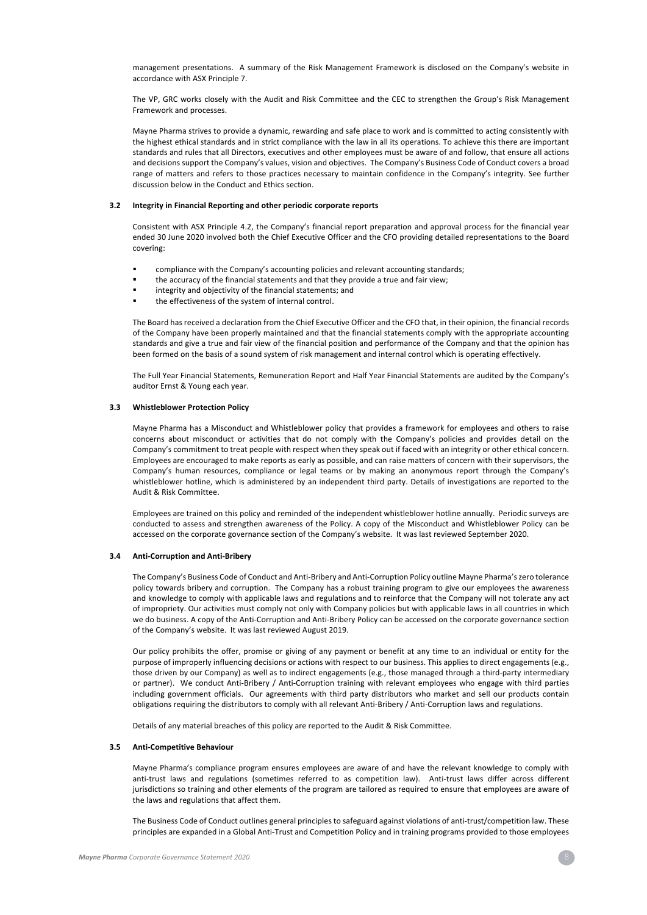management presentations. A summary of the Risk Management Framework is disclosed on the Company's website in accordance with ASX Principle 7.

The VP, GRC works closely with the Audit and Risk Committee and the CEC to strengthen the Group's Risk Management Framework and processes.

Mayne Pharma strives to provide a dynamic, rewarding and safe place to work and is committed to acting consistently with the highest ethical standards and in strict compliance with the law in all its operations. To achieve this there are important standards and rules that all Directors, executives and other employees must be aware of and follow, that ensure all actions and decisions support the Company's values, vision and objectives. The Company's Business Code of Conduct covers a broad range of matters and refers to those practices necessary to maintain confidence in the Company's integrity. See further discussion below in the Conduct and Ethics section.

### 3.2 Integrity in Financial Reporting and other periodic corporate reports

Consistent with ASX Principle 4.2, the Company's financial report preparation and approval process for the financial year ended 30 June 2020 involved both the Chief Executive Officer and the CFO providing detailed representations to the Board covering:

- compliance with the Company's accounting policies and relevant accounting standards;
- the accuracy of the financial statements and that they provide a true and fair view;
- integrity and objectivity of the financial statements; and
- the effectiveness of the system of internal control.

The Board has received a declaration from the Chief Executive Officer and the CFO that, in their opinion, the financial records of the Company have been properly maintained and that the financial statements comply with the appropriate accounting standards and give a true and fair view of the financial position and performance of the Company and that the opinion has been formed on the basis of a sound system of risk management and internal control which is operating effectively.

The Full Year Financial Statements, Remuneration Report and Half Year Financial Statements are audited by the Company's auditor Ernst & Young each year.

### 3.3 Whistleblower Protection Policy

Mayne Pharma has a Misconduct and Whistleblower policy that provides a framework for employees and others to raise concerns about misconduct or activities that do not comply with the Company's policies and provides detail on the Company's commitment to treat people with respect when they speak out if faced with an integrity or other ethical concern. Employees are encouraged to make reports as early as possible, and can raise matters of concern with their supervisors, the Company's human resources, compliance or legal teams or by making an anonymous report through the Company's whistleblower hotline, which is administered by an independent third party. Details of investigations are reported to the Audit & Risk Committee.

Employees are trained on this policy and reminded of the independent whistleblower hotline annually. Periodic surveys are conducted to assess and strengthen awareness of the Policy. A copy of the Misconduct and Whistleblower Policy can be accessed on the corporate governance section of the Company's website. It was last reviewed September 2020.

### 3.4 Anti-Corruption and Anti-Bribery

The Company's Business Code of Conduct and Anti-Bribery and Anti-Corruption Policy outline Mayne Pharma's zero tolerance policy towards bribery and corruption. The Company has a robust training program to give our employees the awareness and knowledge to comply with applicable laws and regulations and to reinforce that the Company will not tolerate any act of impropriety. Our activities must comply not only with Company policies but with applicable laws in all countries in which we do business. A copy of the Anti-Corruption and Anti-Bribery Policy can be accessed on the corporate governance section of the Company's website. It was last reviewed August 2019.

Our policy prohibits the offer, promise or giving of any payment or benefit at any time to an individual or entity for the purpose of improperly influencing decisions or actions with respect to our business. This applies to direct engagements (e.g., those driven by our Company) as well as to indirect engagements (e.g., those managed through a third-party intermediary or partner). We conduct Anti-Bribery / Anti-Corruption training with relevant employees who engage with third parties including government officials. Our agreements with third party distributors who market and sell our products contain obligations requiring the distributors to comply with all relevant Anti-Bribery / Anti-Corruption laws and regulations.

Details of any material breaches of this policy are reported to the Audit & Risk Committee.

### 3.5 Anti-Competitive Behaviour

Mayne Pharma's compliance program ensures employees are aware of and have the relevant knowledge to comply with anti-trust laws and regulations (sometimes referred to as competition law). Anti-trust laws differ across different jurisdictions so training and other elements of the program are tailored as required to ensure that employees are aware of the laws and regulations that affect them.

The Business Code of Conduct outlines general principles to safeguard against violations of anti-trust/competition law. These principles are expanded in a Global Anti-Trust and Competition Policy and in training programs provided to those employees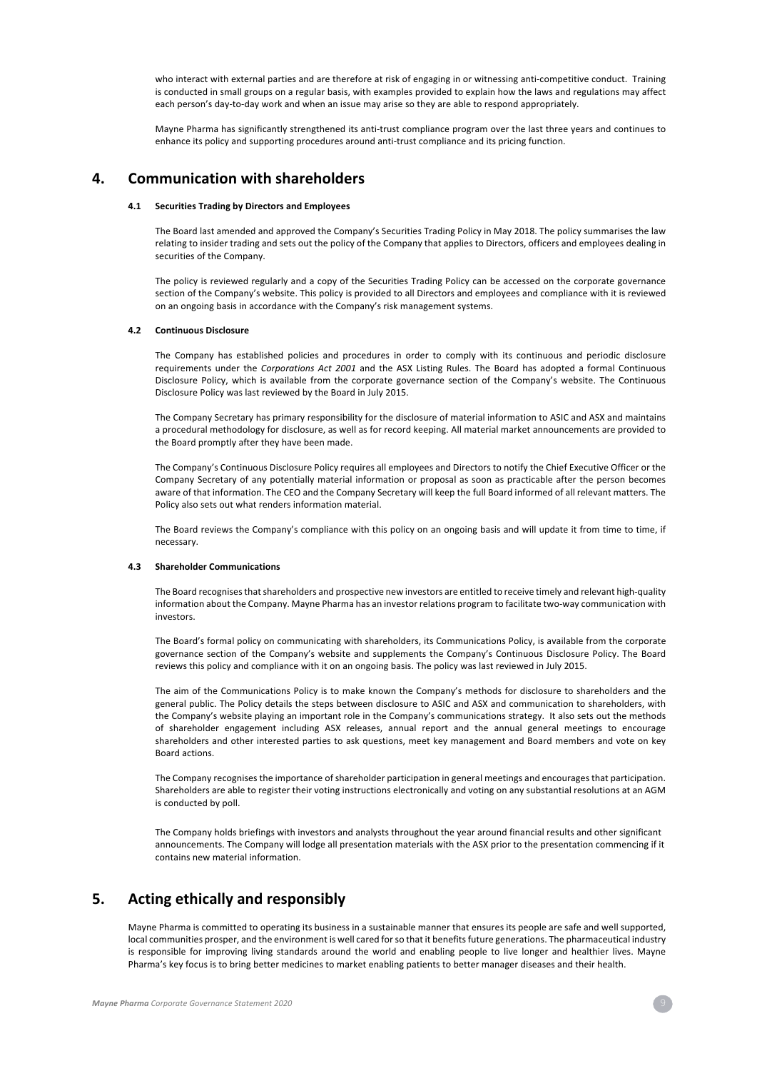who interact with external parties and are therefore at risk of engaging in or witnessing anti-competitive conduct. Training is conducted in small groups on a regular basis, with examples provided to explain how the laws and regulations may affect each person's day-to-day work and when an issue may arise so they are able to respond appropriately.

Mayne Pharma has significantly strengthened its anti-trust compliance program over the last three years and continues to enhance its policy and supporting procedures around anti-trust compliance and its pricing function.

## 4. Communication with shareholders

### 4.1 Securities Trading by Directors and Employees

The Board last amended and approved the Company's Securities Trading Policy in May 2018. The policy summarises the law relating to insider trading and sets out the policy of the Company that applies to Directors, officers and employees dealing in securities of the Company.

The policy is reviewed regularly and a copy of the Securities Trading Policy can be accessed on the corporate governance section of the Company's website. This policy is provided to all Directors and employees and compliance with it is reviewed on an ongoing basis in accordance with the Company's risk management systems.

### 4.2 Continuous Disclosure

The Company has established policies and procedures in order to comply with its continuous and periodic disclosure requirements under the *Corporations Act 2001* and the ASX Listing Rules. The Board has adopted a formal Continuous Disclosure Policy, which is available from the corporate governance section of the Company's website. The Continuous Disclosure Policy was last reviewed by the Board in July 2015.

The Company Secretary has primary responsibility for the disclosure of material information to ASIC and ASX and maintains a procedural methodology for disclosure, as well as for record keeping. All material market announcements are provided to the Board promptly after they have been made.

The Company's Continuous Disclosure Policy requires all employees and Directors to notify the Chief Executive Officer or the Company Secretary of any potentially material information or proposal as soon as practicable after the person becomes aware of that information. The CEO and the Company Secretary will keep the full Board informed of all relevant matters. The Policy also sets out what renders information material.

The Board reviews the Company's compliance with this policy on an ongoing basis and will update it from time to time, if necessary.

### 4.3 Shareholder Communications

The Board recognises that shareholders and prospective new investors are entitled to receive timely and relevant high-quality information about the Company. Mayne Pharma has an investor relations program to facilitate two-way communication with investors.

The Board's formal policy on communicating with shareholders, its Communications Policy, is available from the corporate governance section of the Company's website and supplements the Company's Continuous Disclosure Policy. The Board reviews this policy and compliance with it on an ongoing basis. The policy was last reviewed in July 2015.

The aim of the Communications Policy is to make known the Company's methods for disclosure to shareholders and the general public. The Policy details the steps between disclosure to ASIC and ASX and communication to shareholders, with the Company's website playing an important role in the Company's communications strategy. It also sets out the methods of shareholder engagement including ASX releases, annual report and the annual general meetings to encourage shareholders and other interested parties to ask questions, meet key management and Board members and vote on key Board actions.

The Company recognises the importance of shareholder participation in general meetings and encourages that participation. Shareholders are able to register their voting instructions electronically and voting on any substantial resolutions at an AGM is conducted by poll.

The Company holds briefings with investors and analysts throughout the year around financial results and other significant announcements. The Company will lodge all presentation materials with the ASX prior to the presentation commencing if it contains new material information.

## 5. Acting ethically and responsibly

Mayne Pharma is committed to operating its business in a sustainable manner that ensures its people are safe and well supported, local communities prosper, and the environment is well cared for so that it benefits future generations. The pharmaceutical industry is responsible for improving living standards around the world and enabling people to live longer and healthier lives. Mayne Pharma's key focus is to bring better medicines to market enabling patients to better manager diseases and their health.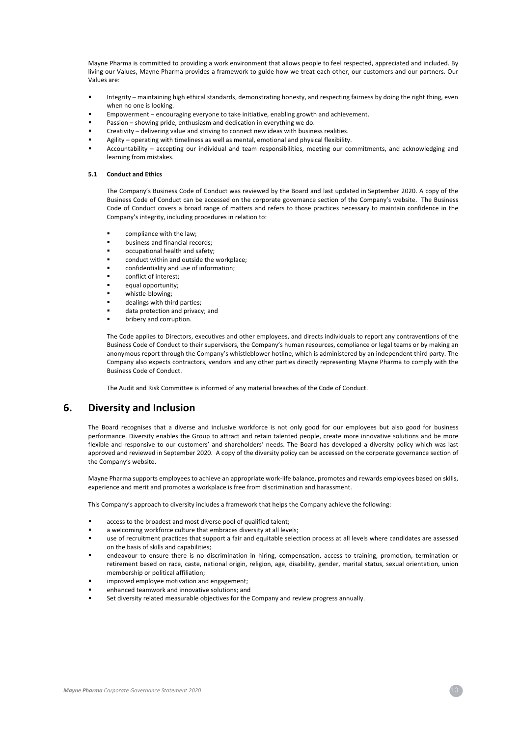Mayne Pharma is committed to providing a work environment that allows people to feel respected, appreciated and included. By living our Values, Mayne Pharma provides a framework to guide how we treat each other, our customers and our partners. Our Values are:

- Integrity – maintaining high ethical standards, demonstrating honesty, and respecting fairness by doing the right thing, even when no one is looking.
- Empowerment – encouraging everyone to take initiative, enabling growth and achievement.
- Passion – showing pride, enthusiasm and dedication in everything we do.
- Creativity – delivering value and striving to connect new ideas with business realities.
- Agility – operating with timeliness as well as mental, emotional and physical flexibility.
- Accountability – accepting our individual and team responsibilities, meeting our commitments, and acknowledging and learning from mistakes.

### 5.1 Conduct and Ethics

The Company's Business Code of Conduct was reviewed by the Board and last updated in September 2020. A copy of the Business Code of Conduct can be accessed on the corporate governance section of the Company's website. The Business Code of Conduct covers a broad range of matters and refers to those practices necessary to maintain confidence in the Company's integrity, including procedures in relation to:

- compliance with the law;
- business and financial records;
- occupational health and safety;
- conduct within and outside the workplace;
- confidentiality and use of information;
- conflict of interest;
- equal opportunity;
- whistle-blowing;
- dealings with third parties;
- data protection and privacy; and
- bribery and corruption.

The Code applies to Directors, executives and other employees, and directs individuals to report any contraventions of the Business Code of Conduct to their supervisors, the Company's human resources, compliance or legal teams or by making an anonymous report through the Company's whistleblower hotline, which is administered by an independent third party. The Company also expects contractors, vendors and any other parties directly representing Mayne Pharma to comply with the Business Code of Conduct.

The Audit and Risk Committee is informed of any material breaches of the Code of Conduct.

## 6. Diversity and Inclusion

The Board recognises that a diverse and inclusive workforce is not only good for our employees but also good for business performance. Diversity enables the Group to attract and retain talented people, create more innovative solutions and be more flexible and responsive to our customers' and shareholders' needs. The Board has developed a diversity policy which was last approved and reviewed in September 2020. A copy of the diversity policy can be accessed on the corporate governance section of the Company's website.

Mayne Pharma supports employees to achieve an appropriate work-life balance, promotes and rewards employees based on skills, experience and merit and promotes a workplace is free from discrimination and harassment.

This Company's approach to diversity includes a framework that helps the Company achieve the following:

- access to the broadest and most diverse pool of qualified talent;
- a welcoming workforce culture that embraces diversity at all levels;
- use of recruitment practices that support a fair and equitable selection process at all levels where candidates are assessed on the basis of skills and capabilities;
- endeavour to ensure there is no discrimination in hiring, compensation, access to training, promotion, termination or retirement based on race, caste, national origin, religion, age, disability, gender, marital status, sexual orientation, union membership or political affiliation;
- improved employee motivation and engagement;
- enhanced teamwork and innovative solutions; and
- Set diversity related measurable objectives for the Company and review progress annually.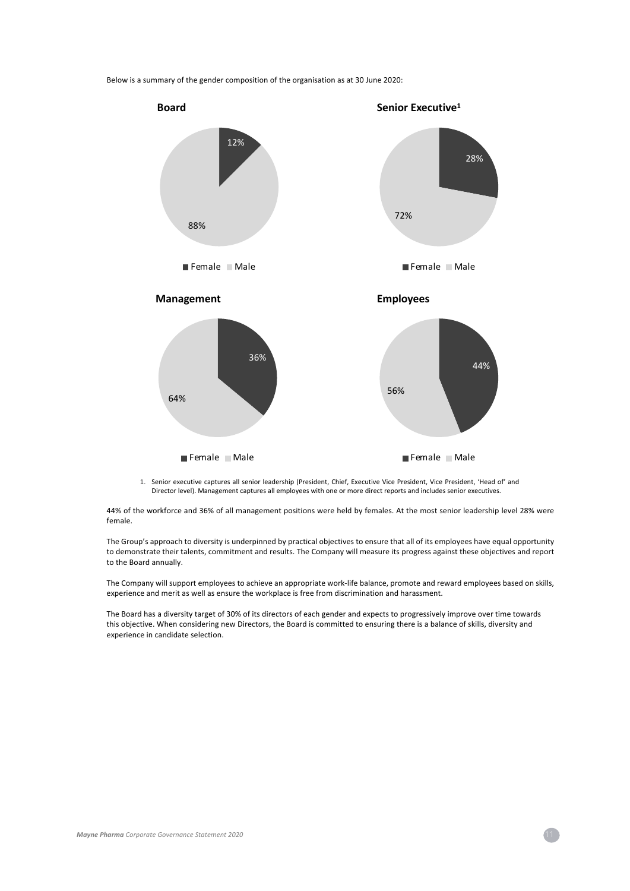Below is a summary of the gender composition of the organisation as at 30 June 2020:

**Board**

| | % |
|---|---|
| Female | 12% |
| Male | 88% |

**Senior Executive[1]**

| | % |
|---|---|
| Female | 28% |
| Male | 72% |

**Management**

| | % |
|---|---|
| Female | 36% |
| Male | 64% |

**Employees**

| | % |
|---|---|
| Female | 44% |
| Male | 56% |

1. Senior executive captures all senior leadership (President, Chief, Executive Vice President, Vice President, 'Head of' and Director level). Management captures all employees with one or more direct reports and includes senior executives.

44% of the workforce and 36% of all management positions were held by females. At the most senior leadership level 28% were female.

The Group's approach to diversity is underpinned by practical objectives to ensure that all of its employees have equal opportunity to demonstrate their talents, commitment and results. The Company will measure its progress against these objectives and report to the Board annually.

The Company will support employees to achieve an appropriate work-life balance, promote and reward employees based on skills, experience and merit as well as ensure the workplace is free from discrimination and harassment.

The Board has a diversity target of 30% of its directors of each gender and expects to progressively improve over time towards this objective. When considering new Directors, the Board is committed to ensuring there is a balance of skills, diversity and experience in candidate selection.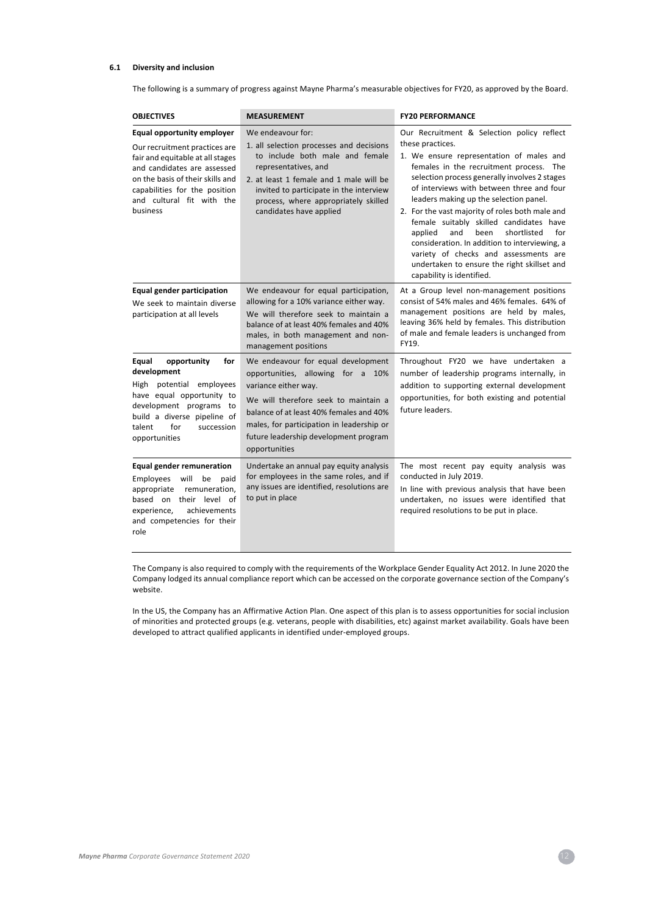### 6.1 Diversity and inclusion

The following is a summary of progress against Mayne Pharma's measurable objectives for FY20, as approved by the Board.

| OBJECTIVES | MEASUREMENT | FY20 PERFORMANCE |
|---|---|---|
| **Equal opportunity employer**<br>Our recruitment practices are fair and equitable at all stages and candidates are assessed on the basis of their skills and capabilities for the position and cultural fit with the business | We endeavour for:<br>1. all selection processes and decisions to include both male and female representatives, and<br>2. at least 1 female and 1 male will be invited to participate in the interview process, where appropriately skilled candidates have applied | Our Recruitment & Selection policy reflect these practices.<br>1. We ensure representation of males and females in the recruitment process. The selection process generally involves 2 stages of interviews with between three and four leaders making up the selection panel.<br>2. For the vast majority of roles both male and female suitably skilled candidates have applied and been shortlisted for consideration. In addition to interviewing, a variety of checks and assessments are undertaken to ensure the right skillset and capability is identified. |
| **Equal gender participation**<br>We seek to maintain diverse participation at all levels | We endeavour for equal participation, allowing for a 10% variance either way.<br>We will therefore seek to maintain a balance of at least 40% females and 40% males, in both management and non-management positions | At a Group level non-management positions consist of 54% males and 46% females. 64% of management positions are held by males, leaving 36% held by females. This distribution of male and female leaders is unchanged from FY19. |
| **Equal opportunity for development**<br>High potential employees have equal opportunity to development programs to build a diverse pipeline of talent for succession opportunities | We endeavour for equal development opportunities, allowing for a 10% variance either way.<br>We will therefore seek to maintain a balance of at least 40% females and 40% males, for participation in leadership or future leadership development program opportunities | Throughout FY20 we have undertaken a number of leadership programs internally, in addition to supporting external development opportunities, for both existing and potential future leaders. |
| **Equal gender remuneration**<br>Employees will be paid appropriate remuneration, based on their level of experience, achievements and competencies for their role | Undertake an annual pay equity analysis for employees in the same roles, and if any issues are identified, resolutions are to put in place | The most recent pay equity analysis was conducted in July 2019.<br>In line with previous analysis that have been undertaken, no issues were identified that required resolutions to be put in place. |

The Company is also required to comply with the requirements of the Workplace Gender Equality Act 2012. In June 2020 the Company lodged its annual compliance report which can be accessed on the corporate governance section of the Company's website.

In the US, the Company has an Affirmative Action Plan. One aspect of this plan is to assess opportunities for social inclusion of minorities and protected groups (e.g. veterans, people with disabilities, etc) against market availability. Goals have been developed to attract qualified applicants in identified under-employed groups.